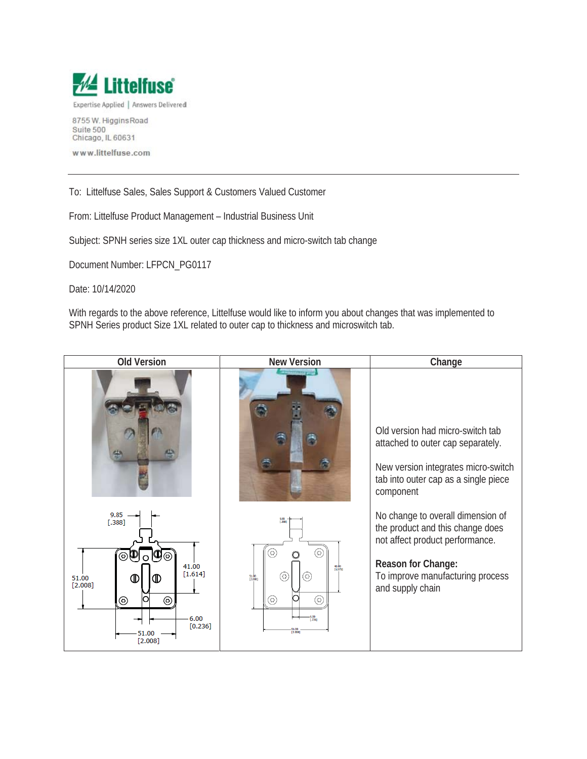Littelfuse

Expertise Applied | Answers Delivered

8755 W. Higgins Road
Suite 500
Chicago, IL 60631

www.littelfuse.com

---

To: Littelfuse Sales, Sales Support & Customers Valued Customer

From: Littelfuse Product Management – Industrial Business Unit

Subject: SPNH series size 1XL outer cap thickness and micro-switch tab change

Document Number: LFPCN_PG0117

Date: 10/14/2020

With regards to the above reference, Littelfuse would like to inform you about changes that was implemented to SPNH Series product Size 1XL related to outer cap to thickness and microswitch tab.

| Old Version | New Version | Change |
|---|---|---|
| 9.85 [.388]; 41.00 [1.614]; 51.00 [2.008]; 6.00 [0.236]; 51.00 [2.008] | 9.85 [.388]; 40.00 [1.575]; 51.00 [2.008]; 6.00 [.236]; 51.00 [2.008] | Old version had micro-switch tab attached to outer cap separately.<br><br>New version integrates micro-switch tab into outer cap as a single piece component<br><br>No change to overall dimension of the product and this change does not affect product performance.<br><br>**Reason for Change:**<br>To improve manufacturing process and supply chain |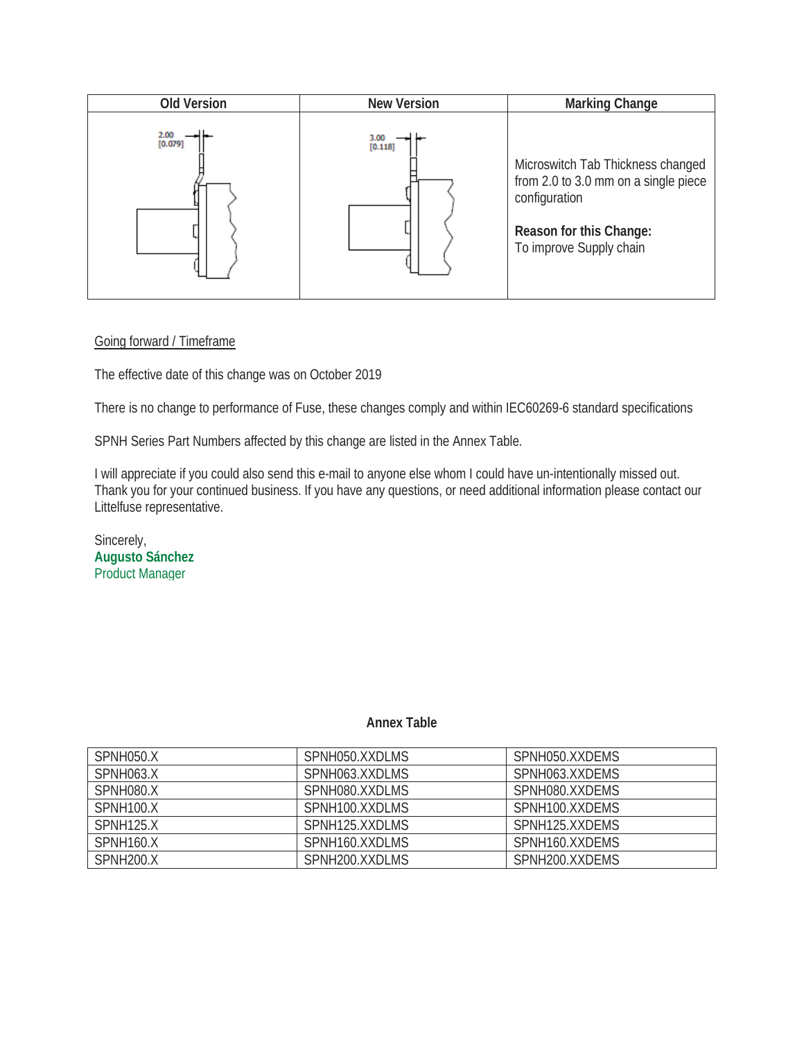| Old Version | New Version | Marking Change |
| --- | --- | --- |
| 2.00 [0.079] | 3.00 [0.118] | Microswitch Tab Thickness changed from 2.0 to 3.0 mm on a single piece configuration<br><br>**Reason for this Change:**<br>To improve Supply chain |

Going forward / Timeframe

The effective date of this change was on October 2019

There is no change to performance of Fuse, these changes comply and within IEC60269-6 standard specifications

SPNH Series Part Numbers affected by this change are listed in the Annex Table.

I will appreciate if you could also send this e-mail to anyone else whom I could have un-intentionally missed out.
Thank you for your continued business. If you have any questions, or need additional information please contact our Littelfuse representative.

Sincerely,
**Augusto Sánchez**
Product Manager

**Annex Table**

| | | |
| --- | --- | --- |
| SPNH050.X | SPNH050.XXDLMS | SPNH050.XXDEMS |
| SPNH063.X | SPNH063.XXDLMS | SPNH063.XXDEMS |
| SPNH080.X | SPNH080.XXDLMS | SPNH080.XXDEMS |
| SPNH100.X | SPNH100.XXDLMS | SPNH100.XXDEMS |
| SPNH125.X | SPNH125.XXDLMS | SPNH125.XXDEMS |
| SPNH160.X | SPNH160.XXDLMS | SPNH160.XXDEMS |
| SPNH200.X | SPNH200.XXDLMS | SPNH200.XXDEMS |